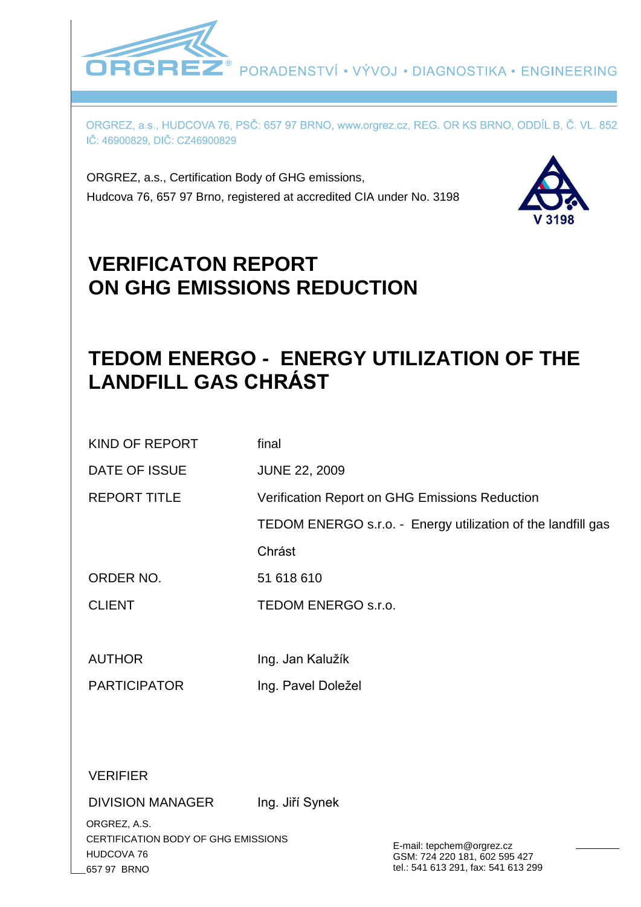ORGREZ® PORADENSTVÍ • VÝVOJ • DIAGNOSTIKA • ENGINEERING

ORGREZ, a.s., HUDCOVA 76, PSČ: 657 97 BRNO, www.orgrez.cz, REG. OR KS BRNO, ODDÍL B, Č. VL. 852
IČ: 46900829, DIČ: CZ46900829

ORGREZ, a.s., Certification Body of GHG emissions,
Hudcova 76, 657 97 Brno, registered at accredited CIA under No. 3198

V 3198

# VERIFICATON REPORT ON GHG EMISSIONS REDUCTION

# TEDOM ENERGO - ENERGY UTILIZATION OF THE LANDFILL GAS CHRÁST

| | |
|---|---|
| KIND OF REPORT | final |
| DATE OF ISSUE | JUNE 22, 2009 |
| REPORT TITLE | Verification Report on GHG Emissions Reduction<br>TEDOM ENERGO s.r.o. - Energy utilization of the landfill gas Chrást |
| ORDER NO. | 51 618 610 |
| CLIENT | TEDOM ENERGO s.r.o. |
| AUTHOR | Ing. Jan Kalužík |
| PARTICIPATOR | Ing. Pavel Doležel |

VERIFIER

DIVISION MANAGER Ing. Jiří Synek

ORGREZ, A.S.
CERTIFICATION BODY OF GHG EMISSIONS
HUDCOVA 76
657 97 BRNO

E-mail: tepchem@orgrez.cz
GSM: 724 220 181, 602 595 427
tel.: 541 613 291, fax: 541 613 299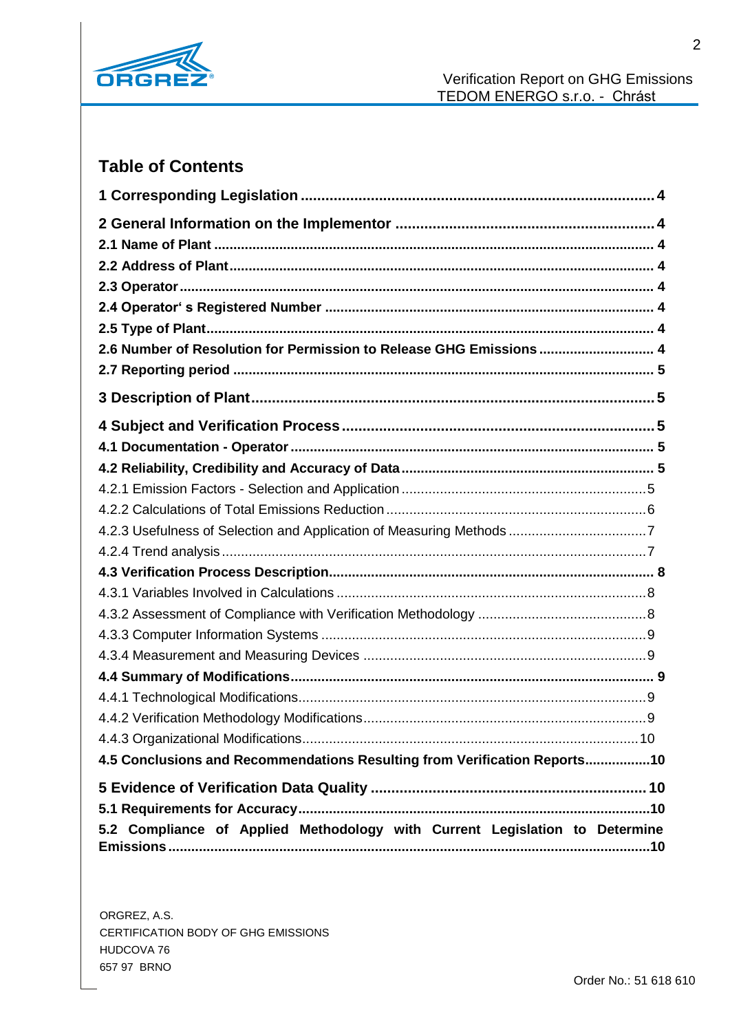## Table of Contents

**1 Corresponding Legislation .......... 4**

**2 General Information on the Implementor .......... 4**

**2.1 Name of Plant .......... 4**

**2.2 Address of Plant .......... 4**

**2.3 Operator .......... 4**

**2.4 Operator' s Registered Number .......... 4**

**2.5 Type of Plant .......... 4**

**2.6 Number of Resolution for Permission to Release GHG Emissions .......... 4**

**2.7 Reporting period .......... 5**

**3 Description of Plant .......... 5**

**4 Subject and Verification Process .......... 5**

**4.1 Documentation - Operator .......... 5**

**4.2 Reliability, Credibility and Accuracy of Data .......... 5**

4.2.1 Emission Factors - Selection and Application .......... 5

4.2.2 Calculations of Total Emissions Reduction .......... 6

4.2.3 Usefulness of Selection and Application of Measuring Methods .......... 7

4.2.4 Trend analysis .......... 7

**4.3 Verification Process Description .......... 8**

4.3.1 Variables Involved in Calculations .......... 8

4.3.2 Assessment of Compliance with Verification Methodology .......... 8

4.3.3 Computer Information Systems .......... 9

4.3.4 Measurement and Measuring Devices .......... 9

**4.4 Summary of Modifications .......... 9**

4.4.1 Technological Modifications .......... 9

4.4.2 Verification Methodology Modifications .......... 9

4.4.3 Organizational Modifications .......... 10

**4.5 Conclusions and Recommendations Resulting from Verification Reports .......... 10**

**5 Evidence of Verification Data Quality .......... 10**

**5.1 Requirements for Accuracy .......... 10**

**5.2 Compliance of Applied Methodology with Current Legislation to Determine Emissions .......... 10**

ORGREZ, A.S.
CERTIFICATION BODY OF GHG EMISSIONS
HUDCOVA 76
657 97 BRNO

Order No.: 51 618 610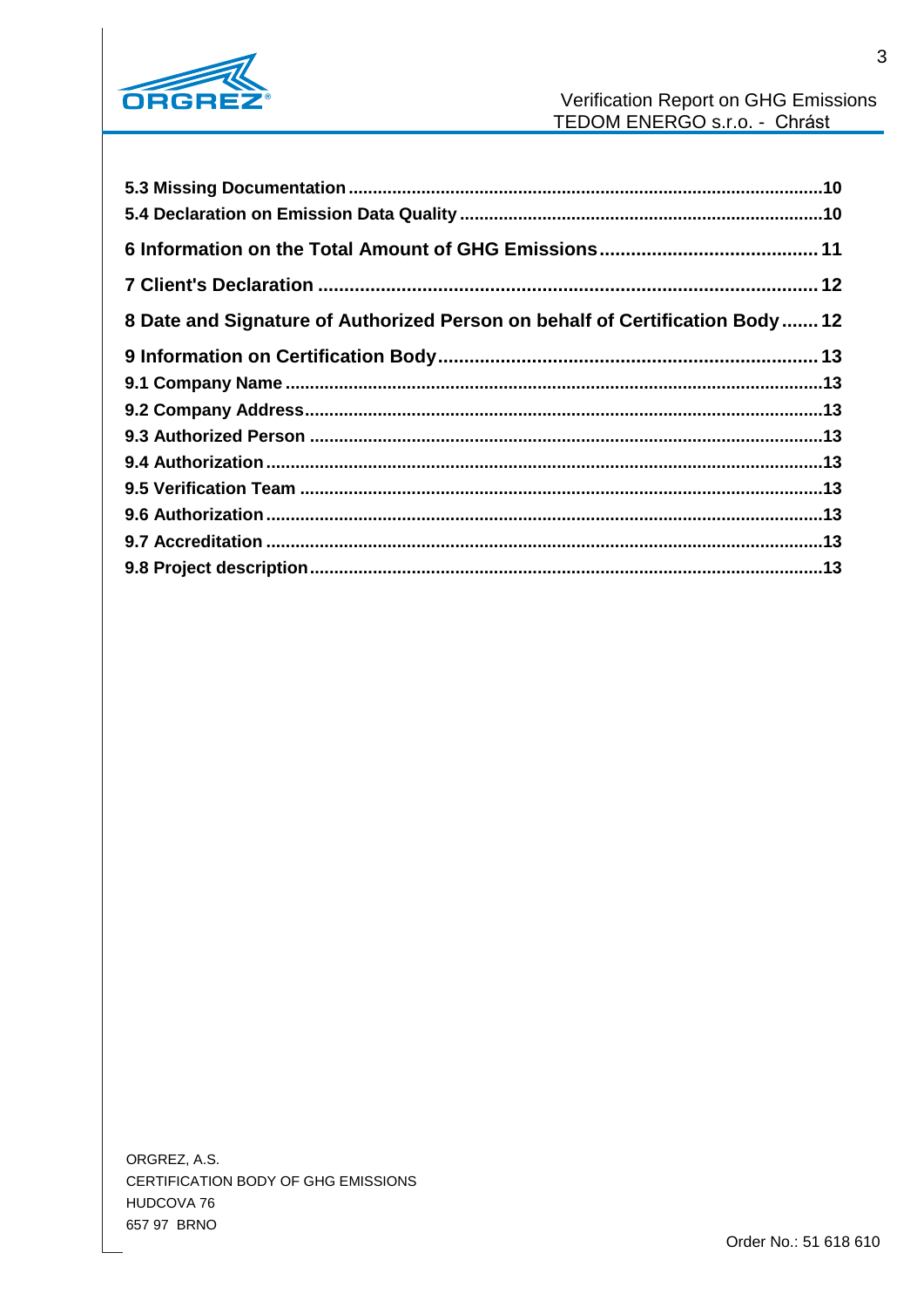5.3 Missing Documentation ........................................................................................................10
5.4 Declaration on Emission Data Quality ..................................................................................10

6 Information on the Total Amount of GHG Emissions ........................................... 11

7 Client's Declaration ................................................................................................ 12

8 Date and Signature of Authorized Person on behalf of Certification Body ....... 12

9 Information on Certification Body ......................................................................... 13
9.1 Company Name .....................................................................................................................13
9.2 Company Address..................................................................................................................13
9.3 Authorized Person .................................................................................................................13
9.4 Authorization ..........................................................................................................................13
9.5 Verification Team ...................................................................................................................13
9.6 Authorization ..........................................................................................................................13
9.7 Accreditation ..........................................................................................................................13
9.8 Project description..................................................................................................................13

ORGREZ, A.S.
CERTIFICATION BODY OF GHG EMISSIONS
HUDCOVA 76
657 97 BRNO

Order No.: 51 618 610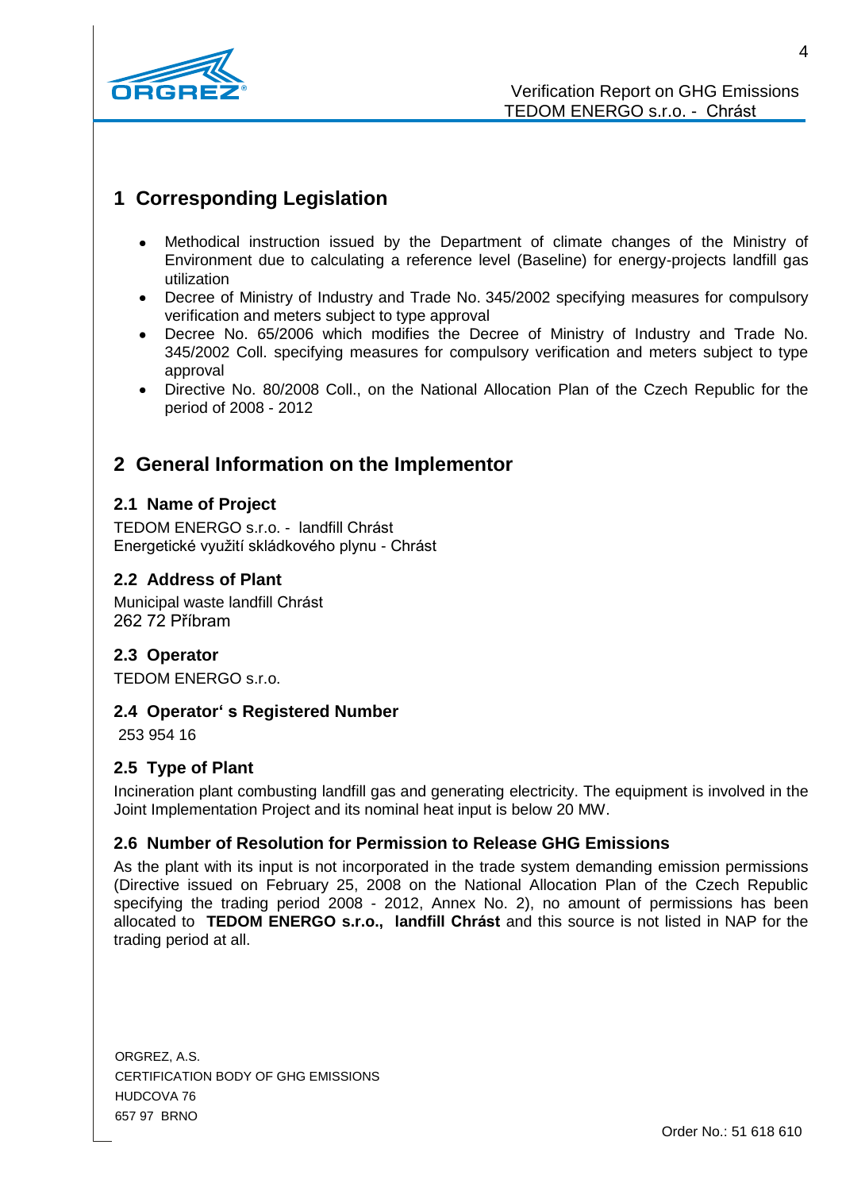# 1 Corresponding Legislation

- Methodical instruction issued by the Department of climate changes of the Ministry of Environment due to calculating a reference level (Baseline) for energy-projects landfill gas utilization
- Decree of Ministry of Industry and Trade No. 345/2002 specifying measures for compulsory verification and meters subject to type approval
- Decree No. 65/2006 which modifies the Decree of Ministry of Industry and Trade No. 345/2002 Coll. specifying measures for compulsory verification and meters subject to type approval
- Directive No. 80/2008 Coll., on the National Allocation Plan of the Czech Republic for the period of 2008 - 2012

# 2 General Information on the Implementor

## 2.1 Name of Project

TEDOM ENERGO s.r.o. - landfill Chrást
Energetické využití skládkového plynu - Chrást

## 2.2 Address of Plant

Municipal waste landfill Chrást
262 72 Příbram

## 2.3 Operator

TEDOM ENERGO s.r.o.

## 2.4 Operator' s Registered Number

253 954 16

## 2.5 Type of Plant

Incineration plant combusting landfill gas and generating electricity. The equipment is involved in the Joint Implementation Project and its nominal heat input is below 20 MW.

## 2.6 Number of Resolution for Permission to Release GHG Emissions

As the plant with its input is not incorporated in the trade system demanding emission permissions (Directive issued on February 25, 2008 on the National Allocation Plan of the Czech Republic specifying the trading period 2008 - 2012, Annex No. 2), no amount of permissions has been allocated to **TEDOM ENERGO s.r.o., landfill Chrást** and this source is not listed in NAP for the trading period at all.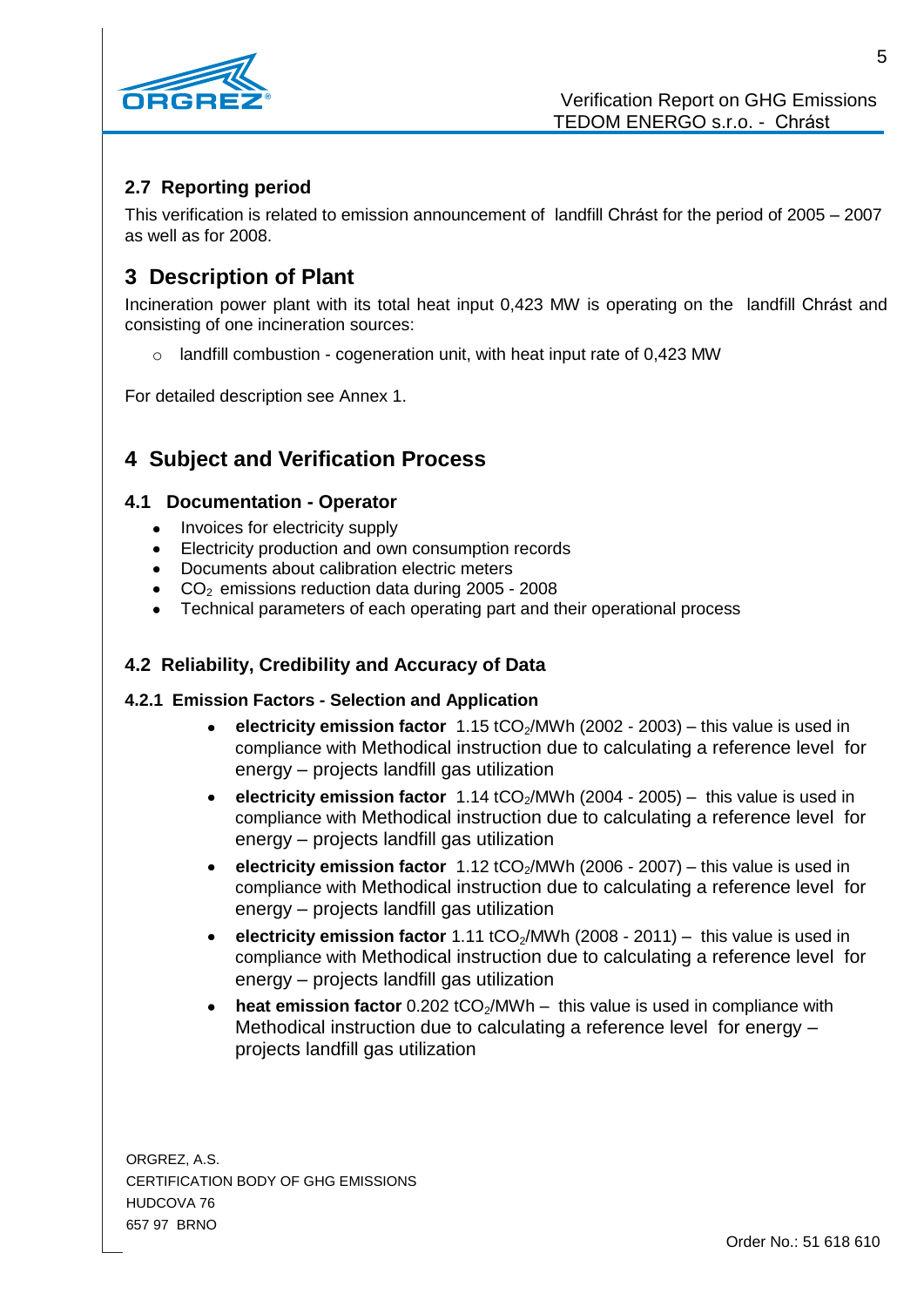## 2.7 Reporting period

This verification is related to emission announcement of landfill Chrást for the period of 2005 – 2007 as well as for 2008.

# 3 Description of Plant

Incineration power plant with its total heat input 0,423 MW is operating on the landfill Chrást and consisting of one incineration sources:

- landfill combustion - cogeneration unit, with heat input rate of 0,423 MW

For detailed description see Annex 1.

# 4 Subject and Verification Process

## 4.1 Documentation - Operator

- Invoices for electricity supply
- Electricity production and own consumption records
- Documents about calibration electric meters
- $CO_2$ emissions reduction data during 2005 - 2008
- Technical parameters of each operating part and their operational process

## 4.2 Reliability, Credibility and Accuracy of Data

### 4.2.1 Emission Factors - Selection and Application

- **electricity emission factor** 1.15 $tCO_2$/MWh (2002 - 2003) – this value is used in compliance with Methodical instruction due to calculating a reference level for energy – projects landfill gas utilization
- **electricity emission factor** 1.14 $tCO_2$/MWh (2004 - 2005) – this value is used in compliance with Methodical instruction due to calculating a reference level for energy – projects landfill gas utilization
- **electricity emission factor** 1.12 $tCO_2$/MWh (2006 - 2007) – this value is used in compliance with Methodical instruction due to calculating a reference level for energy – projects landfill gas utilization
- **electricity emission factor** 1.11 $tCO_2$/MWh (2008 - 2011) – this value is used in compliance with Methodical instruction due to calculating a reference level for energy – projects landfill gas utilization
- **heat emission factor** 0.202 $tCO_2$/MWh – this value is used in compliance with Methodical instruction due to calculating a reference level for energy – projects landfill gas utilization

ORGREZ, A.S.
CERTIFICATION BODY OF GHG EMISSIONS
HUDCOVA 76
657 97 BRNO

Order No.: 51 618 610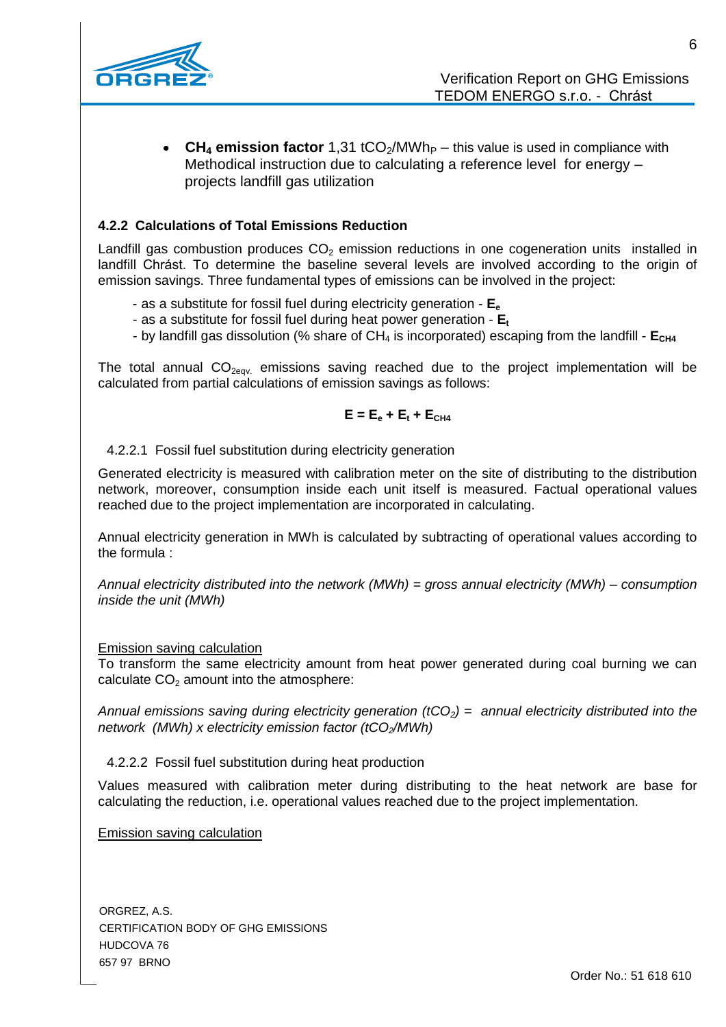- **$CH_4$ emission factor** 1,31 $tCO_2/MWh_P$ – this value is used in compliance with Methodical instruction due to calculating a reference level for energy – projects landfill gas utilization

### 4.2.2 Calculations of Total Emissions Reduction

Landfill gas combustion produces $CO_2$ emission reductions in one cogeneration units installed in landfill Chrást. To determine the baseline several levels are involved according to the origin of emission savings. Three fundamental types of emissions can be involved in the project:

- as a substitute for fossil fuel during electricity generation - $\mathbf{E_e}$
- as a substitute for fossil fuel during heat power generation - $\mathbf{E_t}$
- by landfill gas dissolution (% share of $CH_4$ is incorporated) escaping from the landfill - $\mathbf{E_{CH4}}$

The total annual $CO_{2eqv.}$ emissions saving reached due to the project implementation will be calculated from partial calculations of emission savings as follows:

$$\mathbf{E = E_e + E_t + E_{CH4}}$$

#### 4.2.2.1 Fossil fuel substitution during electricity generation

Generated electricity is measured with calibration meter on the site of distributing to the distribution network, moreover, consumption inside each unit itself is measured. Factual operational values reached due to the project implementation are incorporated in calculating.

Annual electricity generation in MWh is calculated by subtracting of operational values according to the formula :

*Annual electricity distributed into the network (MWh) = gross annual electricity (MWh) – consumption inside the unit (MWh)*

<u>Emission saving calculation</u>

To transform the same electricity amount from heat power generated during coal burning we can calculate $CO_2$ amount into the atmosphere:

*Annual emissions saving during electricity generation ($tCO_2$) = annual electricity distributed into the network (MWh) x electricity emission factor ($tCO_2/MWh$)*

#### 4.2.2.2 Fossil fuel substitution during heat production

Values measured with calibration meter during distributing to the heat network are base for calculating the reduction, i.e. operational values reached due to the project implementation.

<u>Emission saving calculation</u>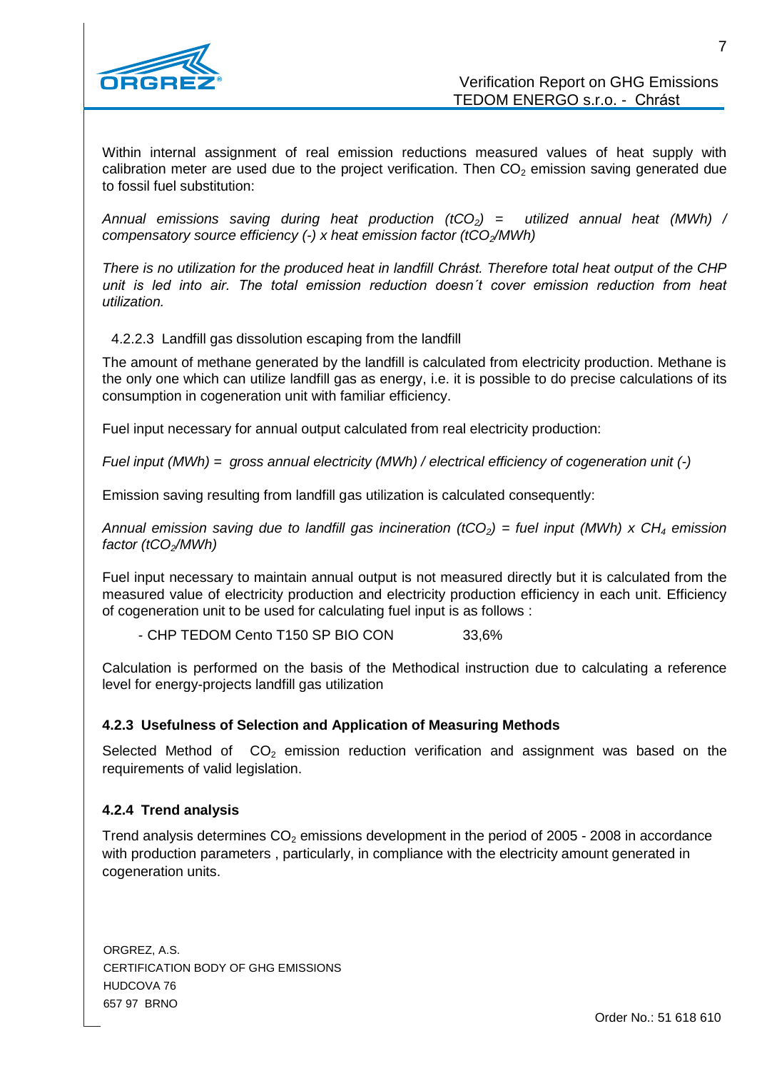Within internal assignment of real emission reductions measured values of heat supply with calibration meter are used due to the project verification. Then $CO_2$ emission saving generated due to fossil fuel substitution:

*Annual emissions saving during heat production ($tCO_2$) = utilized annual heat (MWh) / compensatory source efficiency (-) x heat emission factor ($tCO_2$/MWh)*

*There is no utilization for the produced heat in landfill Chrást. Therefore total heat output of the CHP unit is led into air. The total emission reduction doesn´t cover emission reduction from heat utilization.*

4.2.2.3 Landfill gas dissolution escaping from the landfill

The amount of methane generated by the landfill is calculated from electricity production. Methane is the only one which can utilize landfill gas as energy, i.e. it is possible to do precise calculations of its consumption in cogeneration unit with familiar efficiency.

Fuel input necessary for annual output calculated from real electricity production:

*Fuel input (MWh) = gross annual electricity (MWh) / electrical efficiency of cogeneration unit (-)*

Emission saving resulting from landfill gas utilization is calculated consequently:

*Annual emission saving due to landfill gas incineration ($tCO_2$) = fuel input (MWh) x $CH_4$ emission factor ($tCO_2$/MWh)*

Fuel input necessary to maintain annual output is not measured directly but it is calculated from the measured value of electricity production and electricity production efficiency in each unit. Efficiency of cogeneration unit to be used for calculating fuel input is as follows :

- CHP TEDOM Cento T150 SP BIO CON 33,6%

Calculation is performed on the basis of the Methodical instruction due to calculating a reference level for energy-projects landfill gas utilization

### 4.2.3 Usefulness of Selection and Application of Measuring Methods

Selected Method of $CO_2$ emission reduction verification and assignment was based on the requirements of valid legislation.

### 4.2.4 Trend analysis

Trend analysis determines $CO_2$ emissions development in the period of 2005 - 2008 in accordance with production parameters , particularly, in compliance with the electricity amount generated in cogeneration units.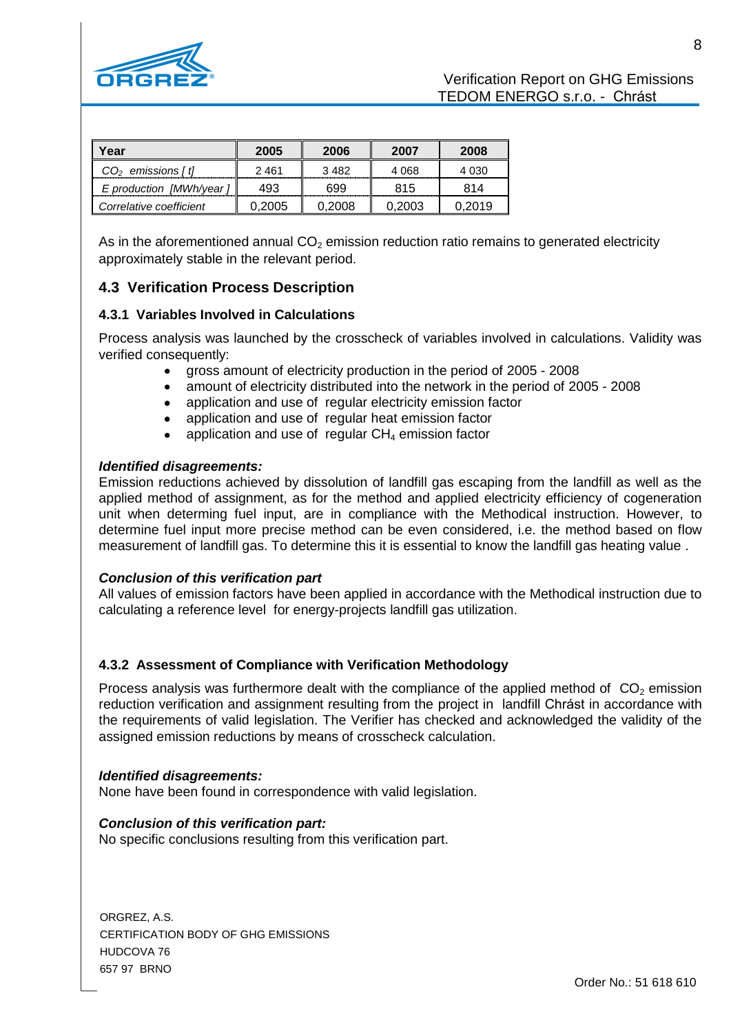| Year | 2005 | 2006 | 2007 | 2008 |
|---|---|---|---|---|
| *$CO_2$ emissions [ t]* | 2 461 | 3 482 | 4 068 | 4 030 |
| *E production [MWh/year ]* | 493 | 699 | 815 | 814 |
| *Correlative coefficient* | 0,2005 | 0,2008 | 0,2003 | 0,2019 |

As in the aforementioned annual $CO_2$ emission reduction ratio remains to generated electricity approximately stable in the relevant period.

## 4.3 Verification Process Description

### 4.3.1 Variables Involved in Calculations

Process analysis was launched by the crosscheck of variables involved in calculations. Validity was verified consequently:

- gross amount of electricity production in the period of 2005 - 2008
- amount of electricity distributed into the network in the period of 2005 - 2008
- application and use of regular electricity emission factor
- application and use of regular heat emission factor
- application and use of regular $CH_4$ emission factor

***Identified disagreements:***

Emission reductions achieved by dissolution of landfill gas escaping from the landfill as well as the applied method of assignment, as for the method and applied electricity efficiency of cogeneration unit when determing fuel input, are in compliance with the Methodical instruction. However, to determine fuel input more precise method can be even considered, i.e. the method based on flow measurement of landfill gas. To determine this it is essential to know the landfill gas heating value .

***Conclusion of this verification part***

All values of emission factors have been applied in accordance with the Methodical instruction due to calculating a reference level for energy-projects landfill gas utilization.

### 4.3.2 Assessment of Compliance with Verification Methodology

Process analysis was furthermore dealt with the compliance of the applied method of $CO_2$ emission reduction verification and assignment resulting from the project in landfill Chrást in accordance with the requirements of valid legislation. The Verifier has checked and acknowledged the validity of the assigned emission reductions by means of crosscheck calculation.

***Identified disagreements:***

None have been found in correspondence with valid legislation.

***Conclusion of this verification part:***

No specific conclusions resulting from this verification part.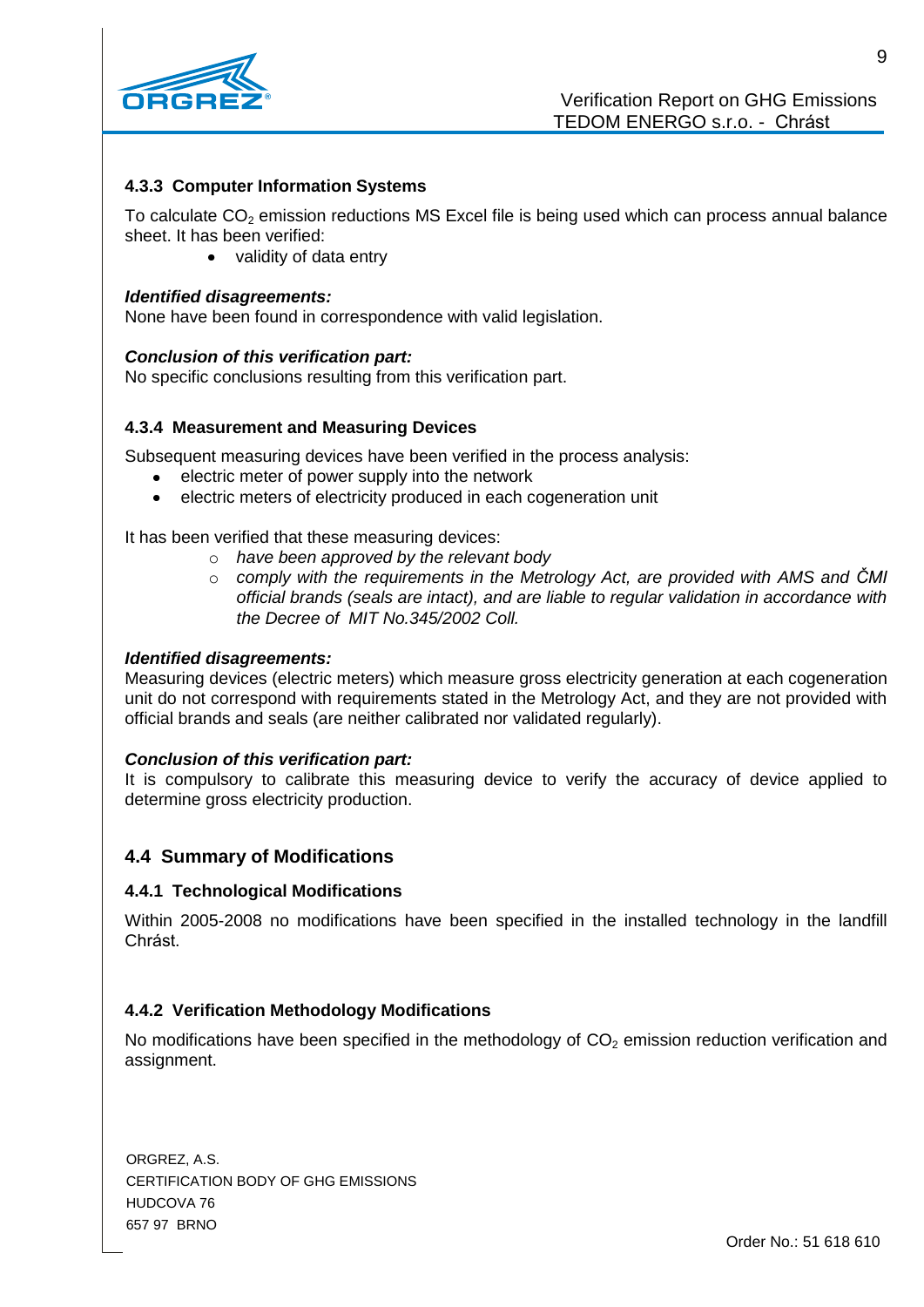#### 4.3.3 Computer Information Systems

To calculate $CO_2$ emission reductions MS Excel file is being used which can process annual balance sheet. It has been verified:

- validity of data entry

***Identified disagreements:***
None have been found in correspondence with valid legislation.

***Conclusion of this verification part:***
No specific conclusions resulting from this verification part.

#### 4.3.4 Measurement and Measuring Devices

Subsequent measuring devices have been verified in the process analysis:

- electric meter of power supply into the network
- electric meters of electricity produced in each cogeneration unit

It has been verified that these measuring devices:

- *have been approved by the relevant body*
- *comply with the requirements in the Metrology Act, are provided with AMS and ČMI official brands (seals are intact), and are liable to regular validation in accordance with the Decree of MIT No.345/2002 Coll.*

***Identified disagreements:***
Measuring devices (electric meters) which measure gross electricity generation at each cogeneration unit do not correspond with requirements stated in the Metrology Act, and they are not provided with official brands and seals (are neither calibrated nor validated regularly).

***Conclusion of this verification part:***
It is compulsory to calibrate this measuring device to verify the accuracy of device applied to determine gross electricity production.

### 4.4 Summary of Modifications

#### 4.4.1 Technological Modifications

Within 2005-2008 no modifications have been specified in the installed technology in the landfill Chrást.

#### 4.4.2 Verification Methodology Modifications

No modifications have been specified in the methodology of $CO_2$ emission reduction verification and assignment.

ORGREZ, A.S.
CERTIFICATION BODY OF GHG EMISSIONS
HUDCOVA 76
657 97 BRNO

Order No.: 51 618 610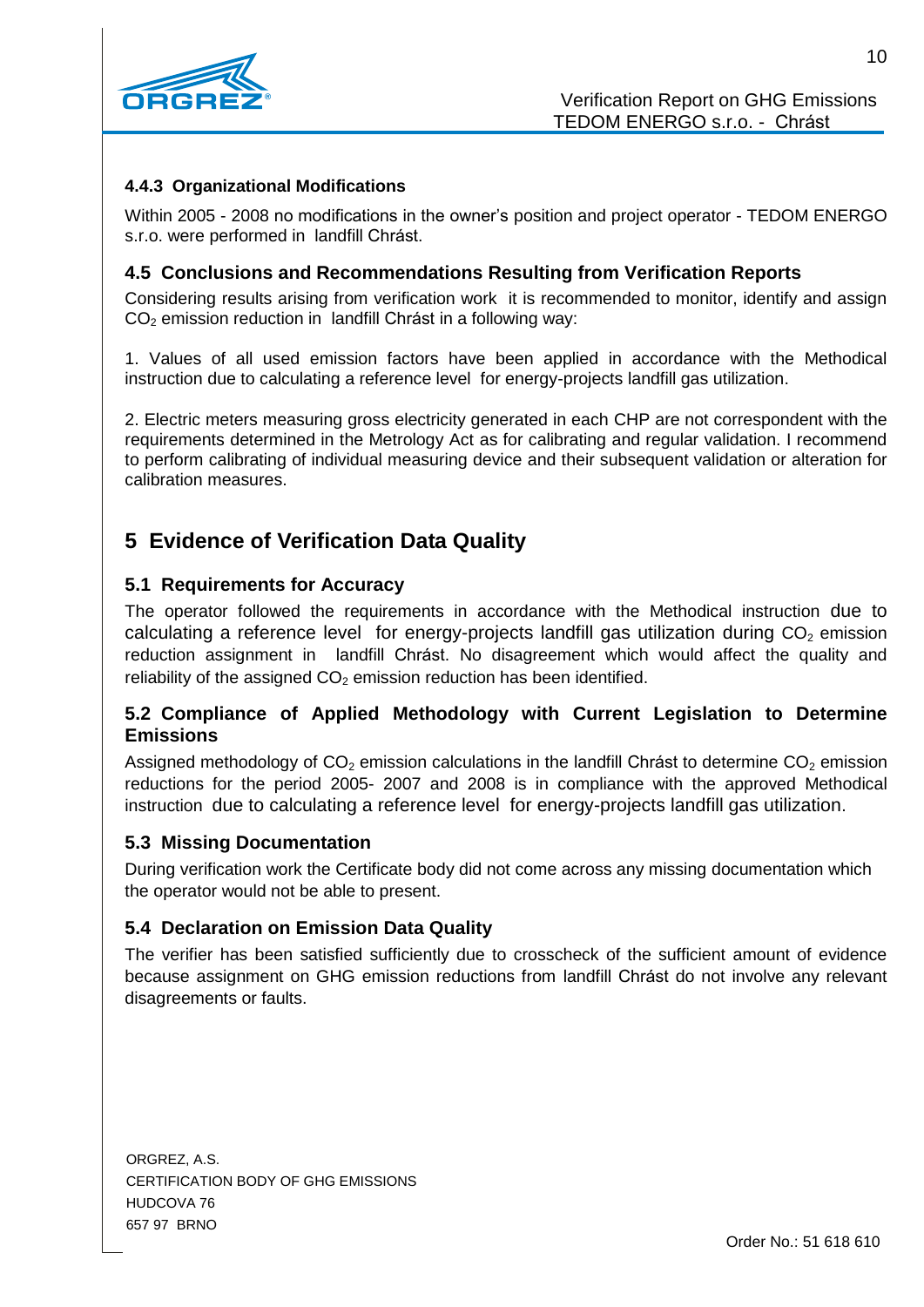#### 4.4.3 Organizational Modifications

Within 2005 - 2008 no modifications in the owner's position and project operator - TEDOM ENERGO s.r.o. were performed in landfill Chrást.

### 4.5 Conclusions and Recommendations Resulting from Verification Reports

Considering results arising from verification work it is recommended to monitor, identify and assign $CO_2$ emission reduction in landfill Chrást in a following way:

1. Values of all used emission factors have been applied in accordance with the Methodical instruction due to calculating a reference level for energy-projects landfill gas utilization.

2. Electric meters measuring gross electricity generated in each CHP are not correspondent with the requirements determined in the Metrology Act as for calibrating and regular validation. I recommend to perform calibrating of individual measuring device and their subsequent validation or alteration for calibration measures.

## 5 Evidence of Verification Data Quality

### 5.1 Requirements for Accuracy

The operator followed the requirements in accordance with the Methodical instruction due to calculating a reference level for energy-projects landfill gas utilization during $CO_2$ emission reduction assignment in landfill Chrást. No disagreement which would affect the quality and reliability of the assigned $CO_2$ emission reduction has been identified.

### 5.2 Compliance of Applied Methodology with Current Legislation to Determine Emissions

Assigned methodology of $CO_2$ emission calculations in the landfill Chrást to determine $CO_2$ emission reductions for the period 2005- 2007 and 2008 is in compliance with the approved Methodical instruction due to calculating a reference level for energy-projects landfill gas utilization.

### 5.3 Missing Documentation

During verification work the Certificate body did not come across any missing documentation which the operator would not be able to present.

### 5.4 Declaration on Emission Data Quality

The verifier has been satisfied sufficiently due to crosscheck of the sufficient amount of evidence because assignment on GHG emission reductions from landfill Chrást do not involve any relevant disagreements or faults.

ORGREZ, A.S.
CERTIFICATION BODY OF GHG EMISSIONS
HUDCOVA 76
657 97 BRNO

Order No.: 51 618 610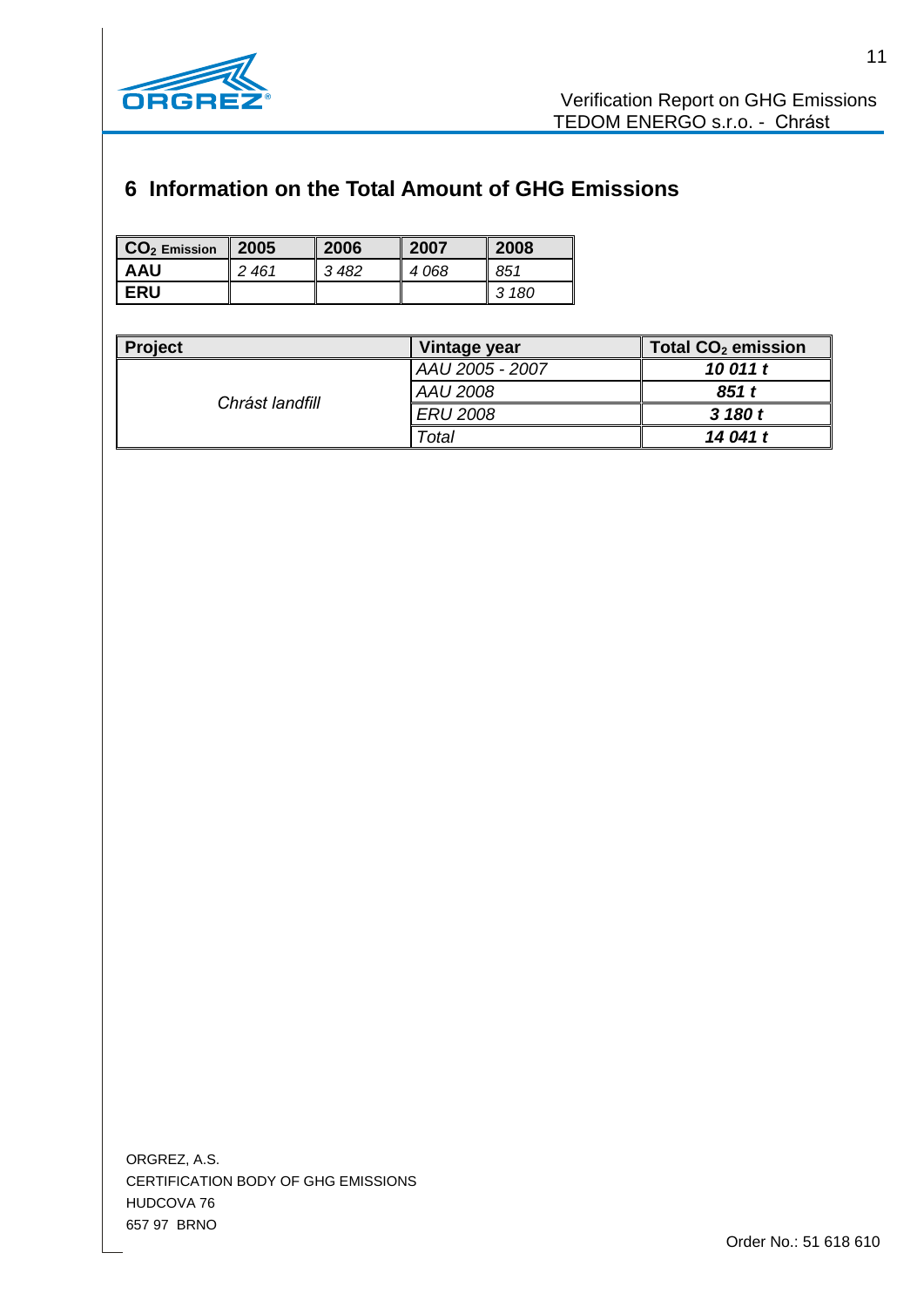# 6 Information on the Total Amount of GHG Emissions

| $CO_2$ Emission | 2005 | 2006 | 2007 | 2008 |
|---|---|---|---|---|
| **AAU** | *2 461* | *3 482* | *4 068* | *851* |
| **ERU** | | | | *3 180* |

| Project | Vintage year | Total $CO_2$ emission |
|---|---|---|
| *Chrást landfill* | *AAU 2005 - 2007* | ***10 011 t*** |
| | *AAU 2008* | ***851 t*** |
| | *ERU 2008* | ***3 180 t*** |
| | *Total* | ***14 041 t*** |

ORGREZ, A.S.
CERTIFICATION BODY OF GHG EMISSIONS
HUDCOVA 76
657 97 BRNO

Order No.: 51 618 610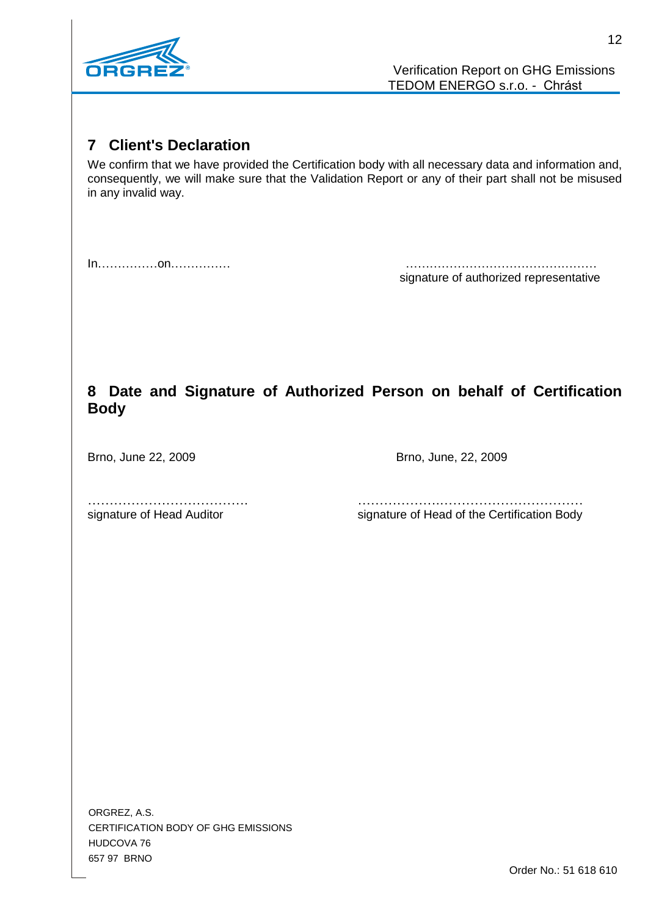## 7 Client's Declaration

We confirm that we have provided the Certification body with all necessary data and information and, consequently, we will make sure that the Validation Report or any of their part shall not be misused in any invalid way.

In……………on……………

…………………………………………
signature of authorized representative

## 8 Date and Signature of Authorized Person on behalf of Certification Body

Brno, June 22, 2009

……………………………….
signature of Head Auditor

Brno, June, 22, 2009

…………………………………………………
signature of Head of the Certification Body

ORGREZ, A.S.
CERTIFICATION BODY OF GHG EMISSIONS
HUDCOVA 76
657 97 BRNO

Order No.: 51 618 610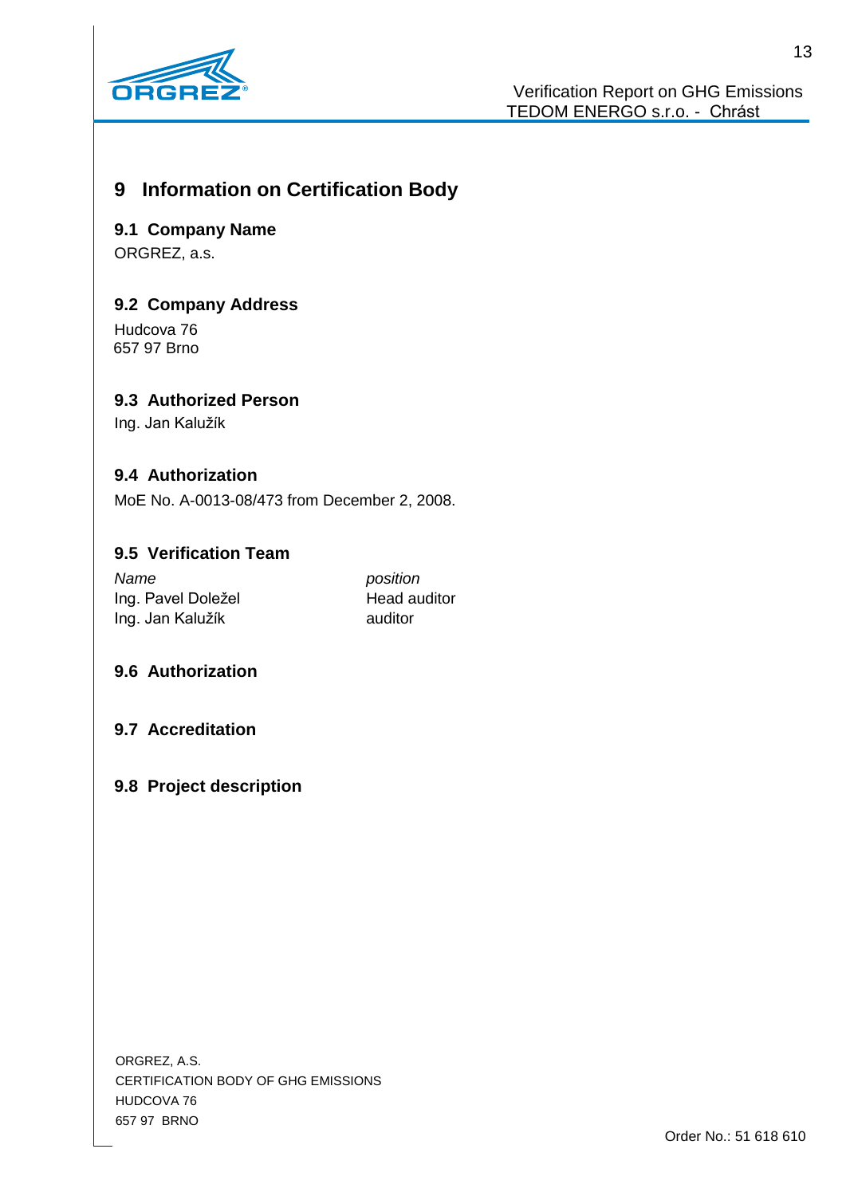# 9 Information on Certification Body

## 9.1 Company Name

ORGREZ, a.s.

## 9.2 Company Address

Hudcova 76
657 97 Brno

## 9.3 Authorized Person

Ing. Jan Kalužík

## 9.4 Authorization

MoE No. A-0013-08/473 from December 2, 2008.

## 9.5 Verification Team

| *Name* | *position* |
| --- | --- |
| Ing. Pavel Doležel | Head auditor |
| Ing. Jan Kalužík | auditor |

## 9.6 Authorization

## 9.7 Accreditation

## 9.8 Project description

ORGREZ, A.S.
CERTIFICATION BODY OF GHG EMISSIONS
HUDCOVA 76
657 97 BRNO

Order No.: 51 618 610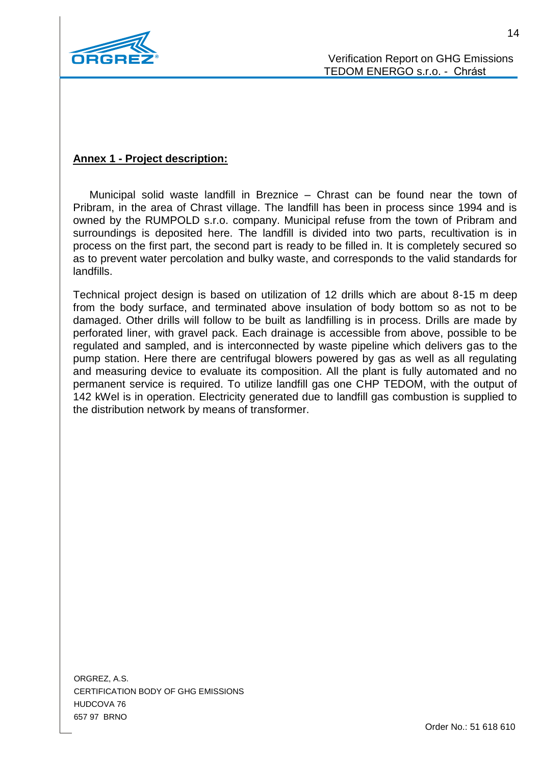**Annex 1 - Project description:**

Municipal solid waste landfill in Breznice – Chrast can be found near the town of Pribram, in the area of Chrast village. The landfill has been in process since 1994 and is owned by the RUMPOLD s.r.o. company. Municipal refuse from the town of Pribram and surroundings is deposited here. The landfill is divided into two parts, recultivation is in process on the first part, the second part is ready to be filled in. It is completely secured so as to prevent water percolation and bulky waste, and corresponds to the valid standards for landfills.

Technical project design is based on utilization of 12 drills which are about 8-15 m deep from the body surface, and terminated above insulation of body bottom so as not to be damaged. Other drills will follow to be built as landfilling is in process. Drills are made by perforated liner, with gravel pack. Each drainage is accessible from above, possible to be regulated and sampled, and is interconnected by waste pipeline which delivers gas to the pump station. Here there are centrifugal blowers powered by gas as well as all regulating and measuring device to evaluate its composition. All the plant is fully automated and no permanent service is required. To utilize landfill gas one CHP TEDOM, with the output of 142 kWel is in operation. Electricity generated due to landfill gas combustion is supplied to the distribution network by means of transformer.

ORGREZ, A.S.
CERTIFICATION BODY OF GHG EMISSIONS
HUDCOVA 76
657 97 BRNO

Order No.: 51 618 610